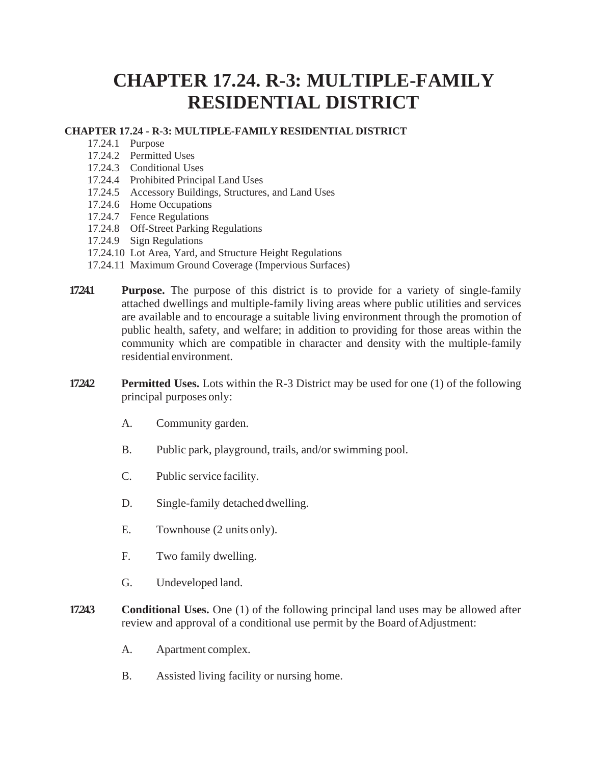# CHAPTER 17.24. R-3: MULTIPLE-FAMILY RESIDENTIAL DISTRICT

**CHAPTER 17.24 - R-3: MULTIPLE-FAMILY RESIDENTIAL DISTRICT**

- 17.24.1 Purpose
- 17.24.2 Permitted Uses
- 17.24.3 Conditional Uses
- 17.24.4 Prohibited Principal Land Uses
- 17.24.5 Accessory Buildings, Structures, and Land Uses
- 17.24.6 Home Occupations
- 17.24.7 Fence Regulations
- 17.24.8 Off-Street Parking Regulations
- 17.24.9 Sign Regulations
- 17.24.10 Lot Area, Yard, and Structure Height Regulations
- 17.24.11 Maximum Ground Coverage (Impervious Surfaces)

**17.24.1** **Purpose.** The purpose of this district is to provide for a variety of single-family attached dwellings and multiple-family living areas where public utilities and services are available and to encourage a suitable living environment through the promotion of public health, safety, and welfare; in addition to providing for those areas within the community which are compatible in character and density with the multiple-family residential environment.

**17.24.2** **Permitted Uses.** Lots within the R-3 District may be used for one (1) of the following principal purposes only:

A. Community garden.

B. Public park, playground, trails, and/or swimming pool.

C. Public service facility.

D. Single-family detached dwelling.

E. Townhouse (2 units only).

F. Two family dwelling.

G. Undeveloped land.

**17.24.3** **Conditional Uses.** One (1) of the following principal land uses may be allowed after review and approval of a conditional use permit by the Board of Adjustment:

A. Apartment complex.

B. Assisted living facility or nursing home.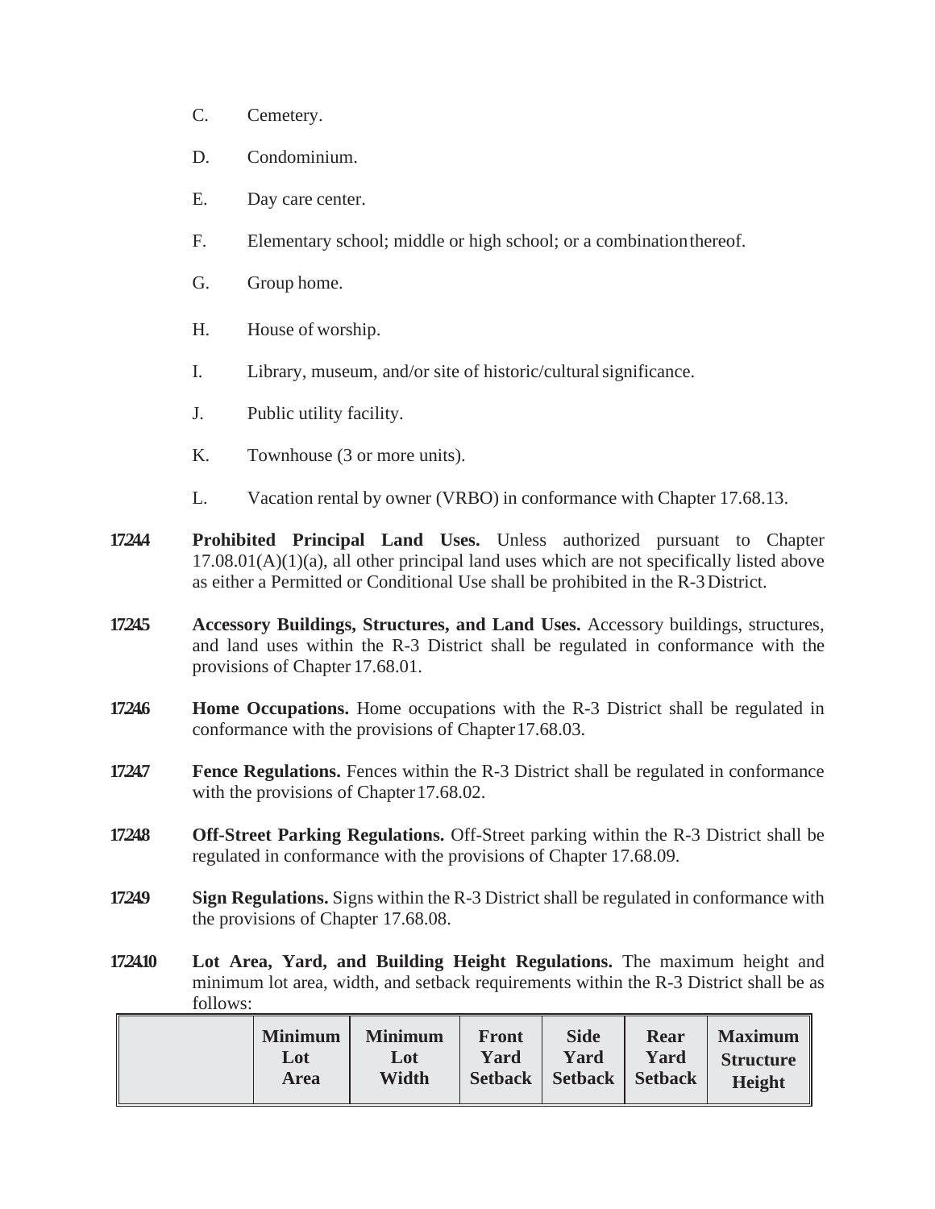C. Cemetery.

D. Condominium.

E. Day care center.

F. Elementary school; middle or high school; or a combination thereof.

G. Group home.

H. House of worship.

I. Library, museum, and/or site of historic/cultural significance.

J. Public utility facility.

K. Townhouse (3 or more units).

L. Vacation rental by owner (VRBO) in conformance with Chapter 17.68.13.

**17.24.4 Prohibited Principal Land Uses.** Unless authorized pursuant to Chapter 17.08.01(A)(1)(a), all other principal land uses which are not specifically listed above as either a Permitted or Conditional Use shall be prohibited in the R-3 District.

**17.24.5 Accessory Buildings, Structures, and Land Uses.** Accessory buildings, structures, and land uses within the R-3 District shall be regulated in conformance with the provisions of Chapter 17.68.01.

**17.24.6 Home Occupations.** Home occupations with the R-3 District shall be regulated in conformance with the provisions of Chapter 17.68.03.

**17.24.7 Fence Regulations.** Fences within the R-3 District shall be regulated in conformance with the provisions of Chapter 17.68.02.

**17.24.8 Off-Street Parking Regulations.** Off-Street parking within the R-3 District shall be regulated in conformance with the provisions of Chapter 17.68.09.

**17.24.9 Sign Regulations.** Signs within the R-3 District shall be regulated in conformance with the provisions of Chapter 17.68.08.

**17.24.10 Lot Area, Yard, and Building Height Regulations.** The maximum height and minimum lot area, width, and setback requirements within the R-3 District shall be as follows:

| | Minimum Lot Area | Minimum Lot Width | Front Yard Setback | Side Yard Setback | Rear Yard Setback | Maximum Structure Height |
|---|---|---|---|---|---|---|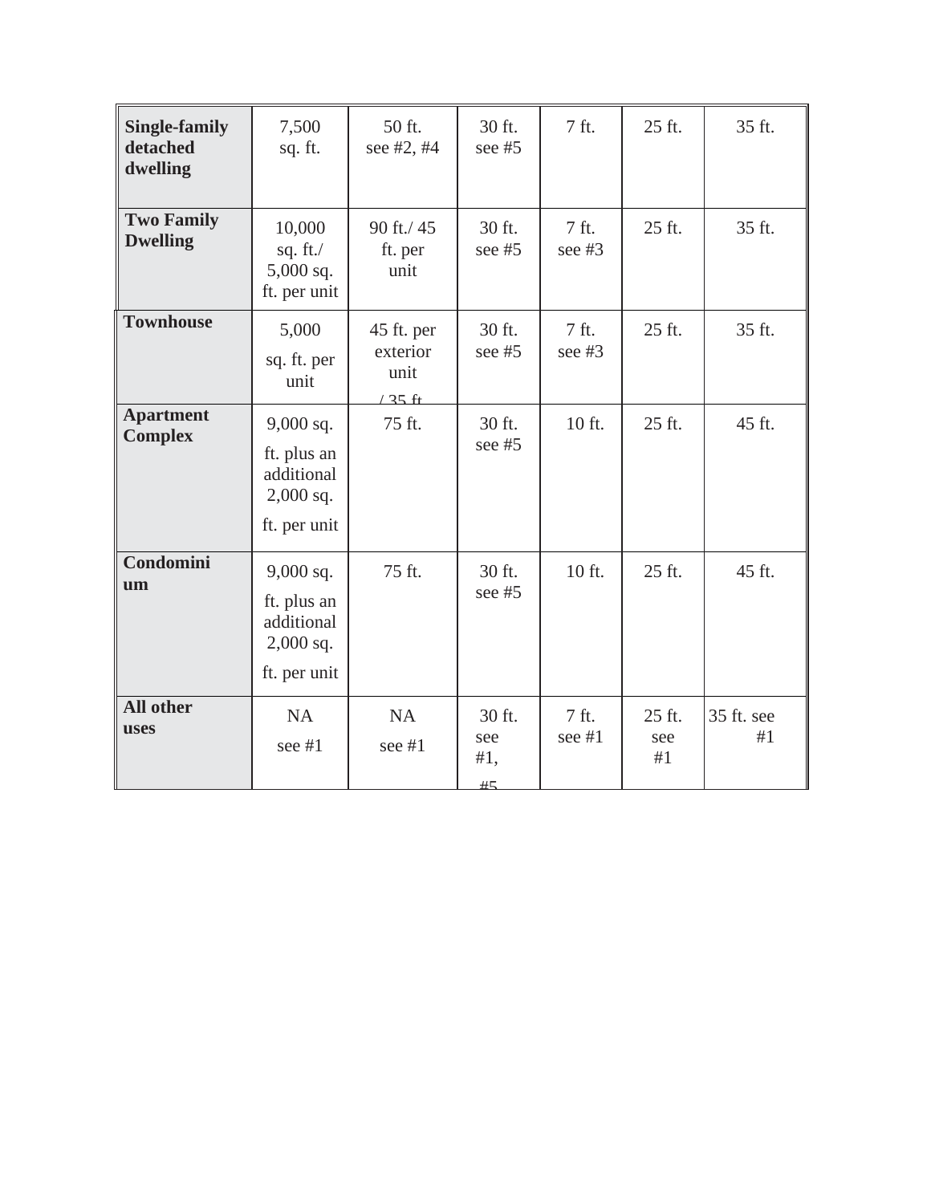| | | | | | | |
|---|---|---|---|---|---|---|
| **Single-family detached dwelling** | 7,500 sq. ft. | 50 ft. see #2, #4 | 30 ft. see #5 | 7 ft. | 25 ft. | 35 ft. |
| **Two Family Dwelling** | 10,000 sq. ft./ 5,000 sq. ft. per unit | 90 ft./ 45 ft. per unit | 30 ft. see #5 | 7 ft. see #3 | 25 ft. | 35 ft. |
| **Townhouse** | 5,000 sq. ft. per unit | 45 ft. per exterior unit / 35 ft | 30 ft. see #5 | 7 ft. see #3 | 25 ft. | 35 ft. |
| **Apartment Complex** | 9,000 sq. ft. plus an additional 2,000 sq. ft. per unit | 75 ft. | 30 ft. see #5 | 10 ft. | 25 ft. | 45 ft. |
| **Condominium** | 9,000 sq. ft. plus an additional 2,000 sq. ft. per unit | 75 ft. | 30 ft. see #5 | 10 ft. | 25 ft. | 45 ft. |
| **All other uses** | NA see #1 | NA see #1 | 30 ft. see #1, #5 | 7 ft. see #1 | 25 ft. see #1 | 35 ft. see #1 |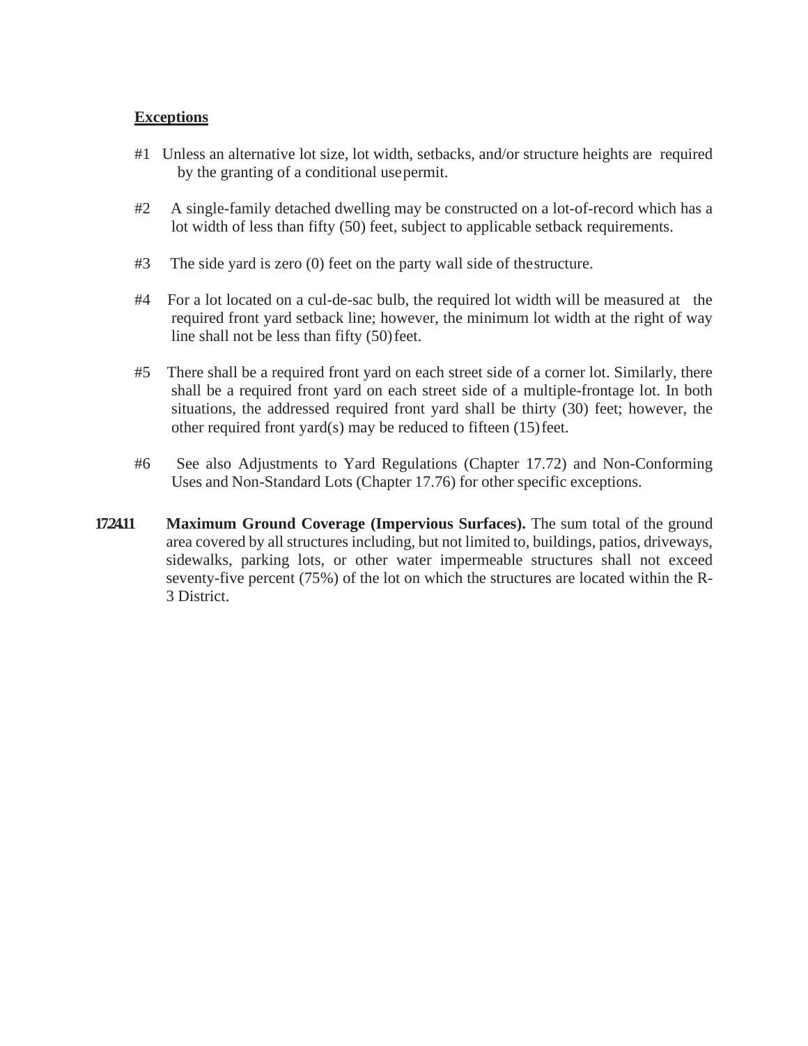**Exceptions**

#1 Unless an alternative lot size, lot width, setbacks, and/or structure heights are required by the granting of a conditional use permit.

#2 A single-family detached dwelling may be constructed on a lot-of-record which has a lot width of less than fifty (50) feet, subject to applicable setback requirements.

#3 The side yard is zero (0) feet on the party wall side of the structure.

#4 For a lot located on a cul-de-sac bulb, the required lot width will be measured at the required front yard setback line; however, the minimum lot width at the right of way line shall not be less than fifty (50) feet.

#5 There shall be a required front yard on each street side of a corner lot. Similarly, there shall be a required front yard on each street side of a multiple-frontage lot. In both situations, the addressed required front yard shall be thirty (30) feet; however, the other required front yard(s) may be reduced to fifteen (15) feet.

#6 See also Adjustments to Yard Regulations (Chapter 17.72) and Non-Conforming Uses and Non-Standard Lots (Chapter 17.76) for other specific exceptions.

**17.24.11** **Maximum Ground Coverage (Impervious Surfaces).** The sum total of the ground area covered by all structures including, but not limited to, buildings, patios, driveways, sidewalks, parking lots, or other water impermeable structures shall not exceed seventy-five percent (75%) of the lot on which the structures are located within the R-3 District.